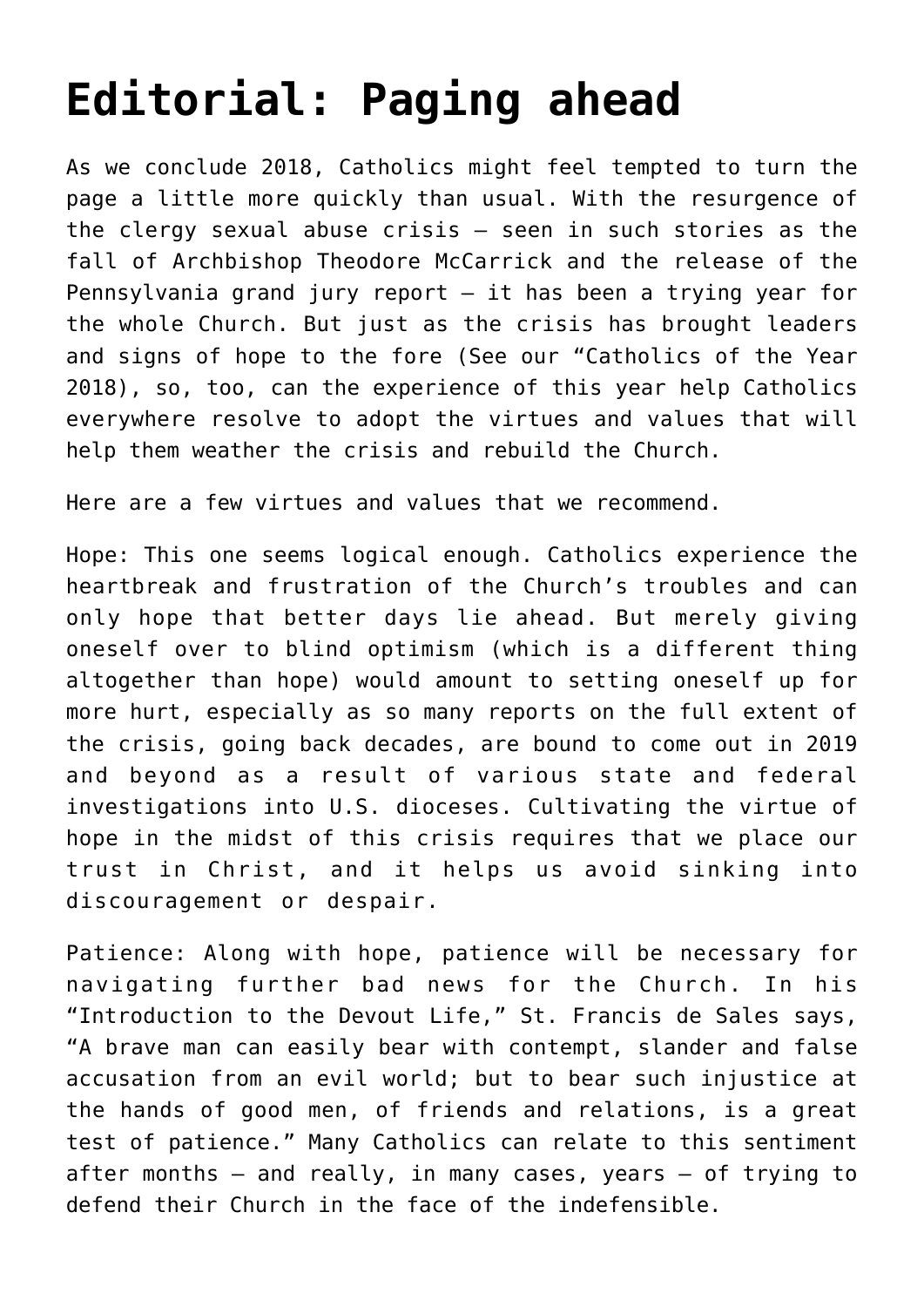# Editorial: Paging ahead

As we conclude 2018, Catholics might feel tempted to turn the page a little more quickly than usual. With the resurgence of the clergy sexual abuse crisis — seen in such stories as the fall of Archbishop Theodore McCarrick and the release of the Pennsylvania grand jury report — it has been a trying year for the whole Church. But just as the crisis has brought leaders and signs of hope to the fore (See our "Catholics of the Year 2018), so, too, can the experience of this year help Catholics everywhere resolve to adopt the virtues and values that will help them weather the crisis and rebuild the Church.

Here are a few virtues and values that we recommend.

Hope: This one seems logical enough. Catholics experience the heartbreak and frustration of the Church's troubles and can only hope that better days lie ahead. But merely giving oneself over to blind optimism (which is a different thing altogether than hope) would amount to setting oneself up for more hurt, especially as so many reports on the full extent of the crisis, going back decades, are bound to come out in 2019 and beyond as a result of various state and federal investigations into U.S. dioceses. Cultivating the virtue of hope in the midst of this crisis requires that we place our trust in Christ, and it helps us avoid sinking into discouragement or despair.

Patience: Along with hope, patience will be necessary for navigating further bad news for the Church. In his "Introduction to the Devout Life," St. Francis de Sales says, "A brave man can easily bear with contempt, slander and false accusation from an evil world; but to bear such injustice at the hands of good men, of friends and relations, is a great test of patience." Many Catholics can relate to this sentiment after months — and really, in many cases, years — of trying to defend their Church in the face of the indefensible.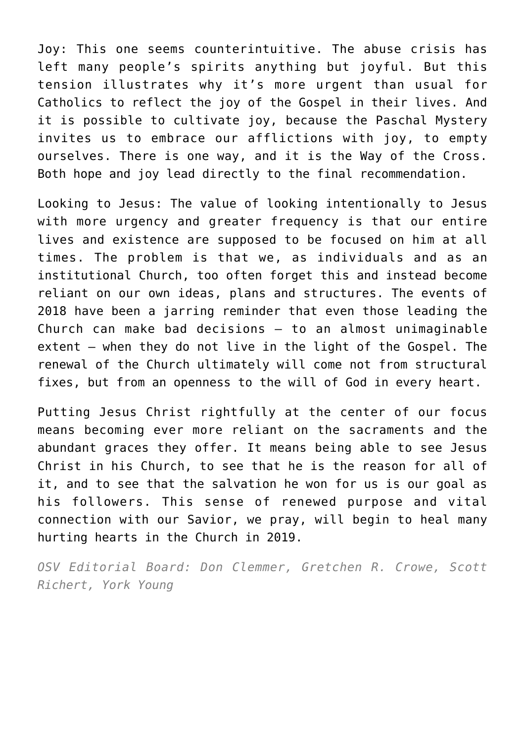Joy: This one seems counterintuitive. The abuse crisis has left many people's spirits anything but joyful. But this tension illustrates why it's more urgent than usual for Catholics to reflect the joy of the Gospel in their lives. And it is possible to cultivate joy, because the Paschal Mystery invites us to embrace our afflictions with joy, to empty ourselves. There is one way, and it is the Way of the Cross. Both hope and joy lead directly to the final recommendation.

Looking to Jesus: The value of looking intentionally to Jesus with more urgency and greater frequency is that our entire lives and existence are supposed to be focused on him at all times. The problem is that we, as individuals and as an institutional Church, too often forget this and instead become reliant on our own ideas, plans and structures. The events of 2018 have been a jarring reminder that even those leading the Church can make bad decisions — to an almost unimaginable extent — when they do not live in the light of the Gospel. The renewal of the Church ultimately will come not from structural fixes, but from an openness to the will of God in every heart.

Putting Jesus Christ rightfully at the center of our focus means becoming ever more reliant on the sacraments and the abundant graces they offer. It means being able to see Jesus Christ in his Church, to see that he is the reason for all of it, and to see that the salvation he won for us is our goal as his followers. This sense of renewed purpose and vital connection with our Savior, we pray, will begin to heal many hurting hearts in the Church in 2019.

*OSV Editorial Board: Don Clemmer, Gretchen R. Crowe, Scott Richert, York Young*